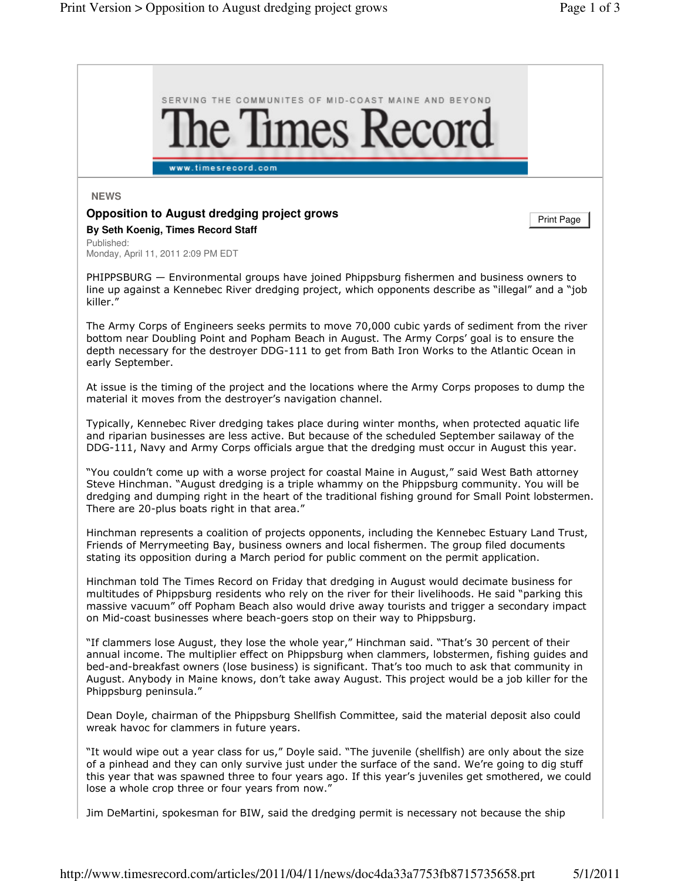The Times Record

SERVING THE COMMUNITES OF MID-COAST MAINE AND BEYOND

www.timesrecord.com

NEWS

## Opposition to August dredging project grows

**By Seth Koenig, Times Record Staff**

Published:
Monday, April 11, 2011 2:09 PM EDT

PHIPPSBURG — Environmental groups have joined Phippsburg fishermen and business owners to line up against a Kennebec River dredging project, which opponents describe as "illegal" and a "job killer."

The Army Corps of Engineers seeks permits to move 70,000 cubic yards of sediment from the river bottom near Doubling Point and Popham Beach in August. The Army Corps' goal is to ensure the depth necessary for the destroyer DDG-111 to get from Bath Iron Works to the Atlantic Ocean in early September.

At issue is the timing of the project and the locations where the Army Corps proposes to dump the material it moves from the destroyer's navigation channel.

Typically, Kennebec River dredging takes place during winter months, when protected aquatic life and riparian businesses are less active. But because of the scheduled September sailaway of the DDG-111, Navy and Army Corps officials argue that the dredging must occur in August this year.

"You couldn't come up with a worse project for coastal Maine in August," said West Bath attorney Steve Hinchman. "August dredging is a triple whammy on the Phippsburg community. You will be dredging and dumping right in the heart of the traditional fishing ground for Small Point lobstermen. There are 20-plus boats right in that area."

Hinchman represents a coalition of projects opponents, including the Kennebec Estuary Land Trust, Friends of Merrymeeting Bay, business owners and local fishermen. The group filed documents stating its opposition during a March period for public comment on the permit application.

Hinchman told The Times Record on Friday that dredging in August would decimate business for multitudes of Phippsburg residents who rely on the river for their livelihoods. He said "parking this massive vacuum" off Popham Beach also would drive away tourists and trigger a secondary impact on Mid-coast businesses where beach-goers stop on their way to Phippsburg.

"If clammers lose August, they lose the whole year," Hinchman said. "That's 30 percent of their annual income. The multiplier effect on Phippsburg when clammers, lobstermen, fishing guides and bed-and-breakfast owners (lose business) is significant. That's too much to ask that community in August. Anybody in Maine knows, don't take away August. This project would be a job killer for the Phippsburg peninsula."

Dean Doyle, chairman of the Phippsburg Shellfish Committee, said the material deposit also could wreak havoc for clammers in future years.

"It would wipe out a year class for us," Doyle said. "The juvenile (shellfish) are only about the size of a pinhead and they can only survive just under the surface of the sand. We're going to dig stuff this year that was spawned three to four years ago. If this year's juveniles get smothered, we could lose a whole crop three or four years from now."

Jim DeMartini, spokesman for BIW, said the dredging permit is necessary not because the ship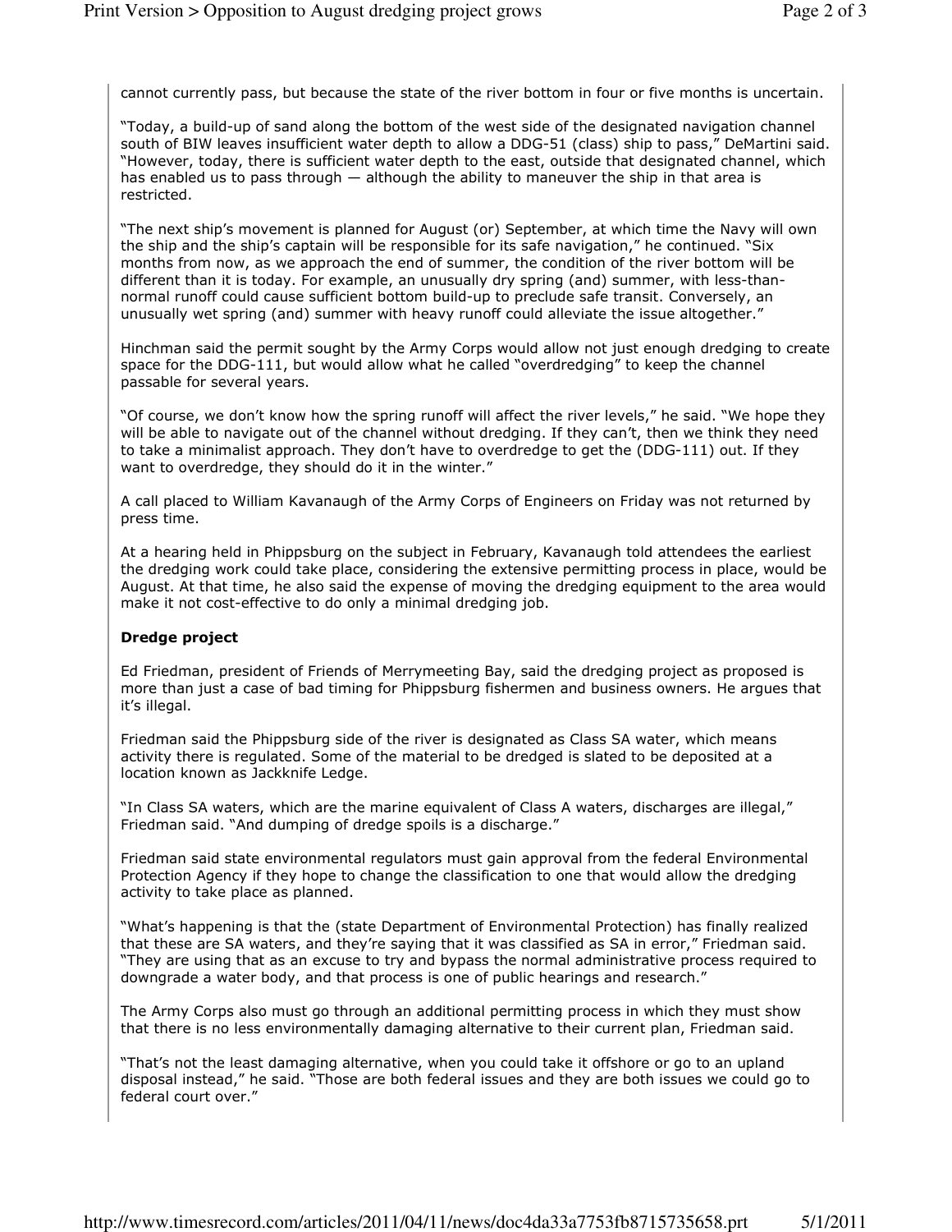cannot currently pass, but because the state of the river bottom in four or five months is uncertain.

"Today, a build-up of sand along the bottom of the west side of the designated navigation channel south of BIW leaves insufficient water depth to allow a DDG-51 (class) ship to pass," DeMartini said. "However, today, there is sufficient water depth to the east, outside that designated channel, which has enabled us to pass through — although the ability to maneuver the ship in that area is restricted.

"The next ship's movement is planned for August (or) September, at which time the Navy will own the ship and the ship's captain will be responsible for its safe navigation," he continued. "Six months from now, as we approach the end of summer, the condition of the river bottom will be different than it is today. For example, an unusually dry spring (and) summer, with less-than-normal runoff could cause sufficient bottom build-up to preclude safe transit. Conversely, an unusually wet spring (and) summer with heavy runoff could alleviate the issue altogether."

Hinchman said the permit sought by the Army Corps would allow not just enough dredging to create space for the DDG-111, but would allow what he called "overdredging" to keep the channel passable for several years.

"Of course, we don't know how the spring runoff will affect the river levels," he said. "We hope they will be able to navigate out of the channel without dredging. If they can't, then we think they need to take a minimalist approach. They don't have to overdredge to get the (DDG-111) out. If they want to overdredge, they should do it in the winter."

A call placed to William Kavanaugh of the Army Corps of Engineers on Friday was not returned by press time.

At a hearing held in Phippsburg on the subject in February, Kavanaugh told attendees the earliest the dredging work could take place, considering the extensive permitting process in place, would be August. At that time, he also said the expense of moving the dredging equipment to the area would make it not cost-effective to do only a minimal dredging job.

**Dredge project**

Ed Friedman, president of Friends of Merrymeeting Bay, said the dredging project as proposed is more than just a case of bad timing for Phippsburg fishermen and business owners. He argues that it's illegal.

Friedman said the Phippsburg side of the river is designated as Class SA water, which means activity there is regulated. Some of the material to be dredged is slated to be deposited at a location known as Jackknife Ledge.

"In Class SA waters, which are the marine equivalent of Class A waters, discharges are illegal," Friedman said. "And dumping of dredge spoils is a discharge."

Friedman said state environmental regulators must gain approval from the federal Environmental Protection Agency if they hope to change the classification to one that would allow the dredging activity to take place as planned.

"What's happening is that the (state Department of Environmental Protection) has finally realized that these are SA waters, and they're saying that it was classified as SA in error," Friedman said. "They are using that as an excuse to try and bypass the normal administrative process required to downgrade a water body, and that process is one of public hearings and research."

The Army Corps also must go through an additional permitting process in which they must show that there is no less environmentally damaging alternative to their current plan, Friedman said.

"That's not the least damaging alternative, when you could take it offshore or go to an upland disposal instead," he said. "Those are both federal issues and they are both issues we could go to federal court over."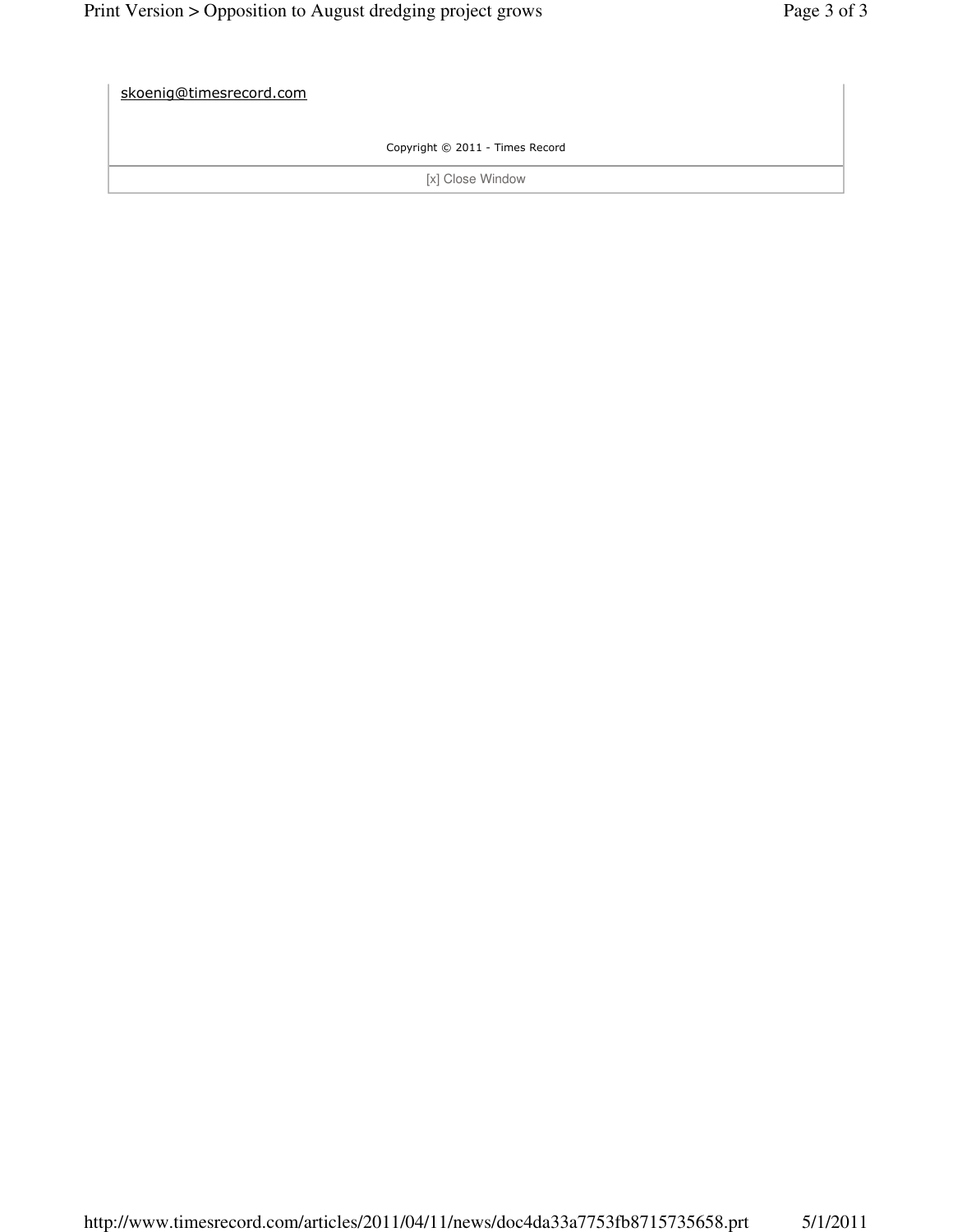skoenig@timesrecord.com

Copyright © 2011 - Times Record

[x] Close Window